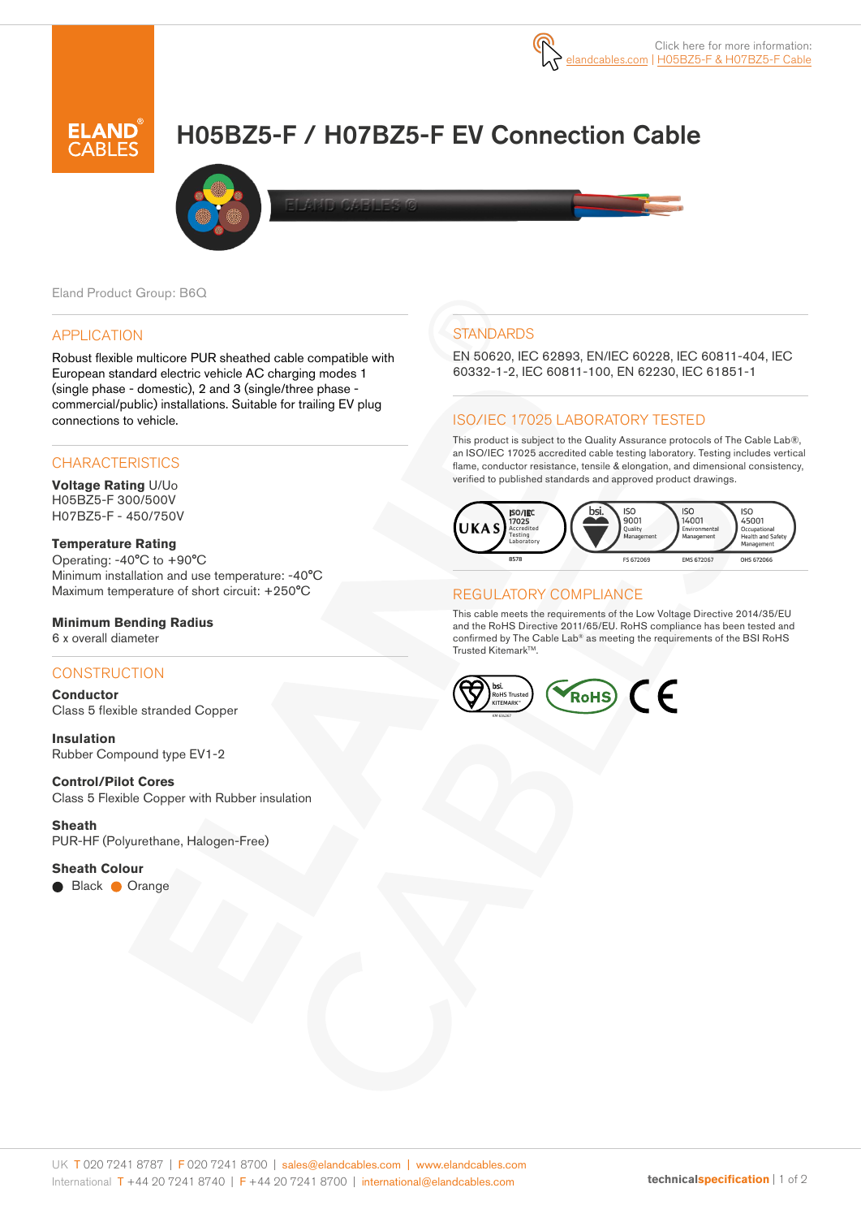Click here for more information: elandcables.com | H05BZ5-F & H07BZ5-F Cable

# H05BZ5-F / H07BZ5-F EV Connection Cable

Eland Product Group: B6Q

## APPLICATION

Robust flexible multicore PUR sheathed cable compatible with European standard electric vehicle AC charging modes 1 (single phase - domestic), 2 and 3 (single/three phase - commercial/public) installations. Suitable for trailing EV plug connections to vehicle.

## CHARACTERISTICS

**Voltage Rating** U/Uo
H05BZ5-F 300/500V
H07BZ5-F - 450/750V

**Temperature Rating**
Operating: -40°C to +90°C
Minimum installation and use temperature: -40°C
Maximum temperature of short circuit: +250°C

**Minimum Bending Radius**
6 x overall diameter

## CONSTRUCTION

**Conductor**
Class 5 flexible stranded Copper

**Insulation**
Rubber Compound type EV1-2

**Control/Pilot Cores**
Class 5 Flexible Copper with Rubber insulation

**Sheath**
PUR-HF (Polyurethane, Halogen-Free)

**Sheath Colour**
● Black ● Orange

## STANDARDS

EN 50620, IEC 62893, EN/IEC 60228, IEC 60811-404, IEC 60332-1-2, IEC 60811-100, EN 62230, IEC 61851-1

## ISO/IEC 17025 LABORATORY TESTED

This product is subject to the Quality Assurance protocols of The Cable Lab®, an ISO/IEC 17025 accredited cable testing laboratory. Testing includes vertical flame, conductor resistance, tensile & elongation, and dimensional consistency, verified to published standards and approved product drawings.

UKAS ISO/IEC 17025 Accredited Testing Laboratory 8578 | bsi. ISO 9001 Quality Management FS 672069 | ISO 14001 Environmental Management EMS 672067 | ISO 45001 Occupational Health and Safety Management OHS 672066

## REGULATORY COMPLIANCE

This cable meets the requirements of the Low Voltage Directive 2014/35/EU and the RoHS Directive 2011/65/EU. RoHS compliance has been tested and confirmed by The Cable Lab® as meeting the requirements of the BSI RoHS Trusted Kitemark™.

bsi. RoHS Trusted KITEMARK™ | RoHS | CE

UK T 020 7241 8787 | F 020 7241 8700 | sales@elandcables.com | www.elandcables.com
International T +44 20 7241 8740 | F +44 20 7241 8700 | international@elandcables.com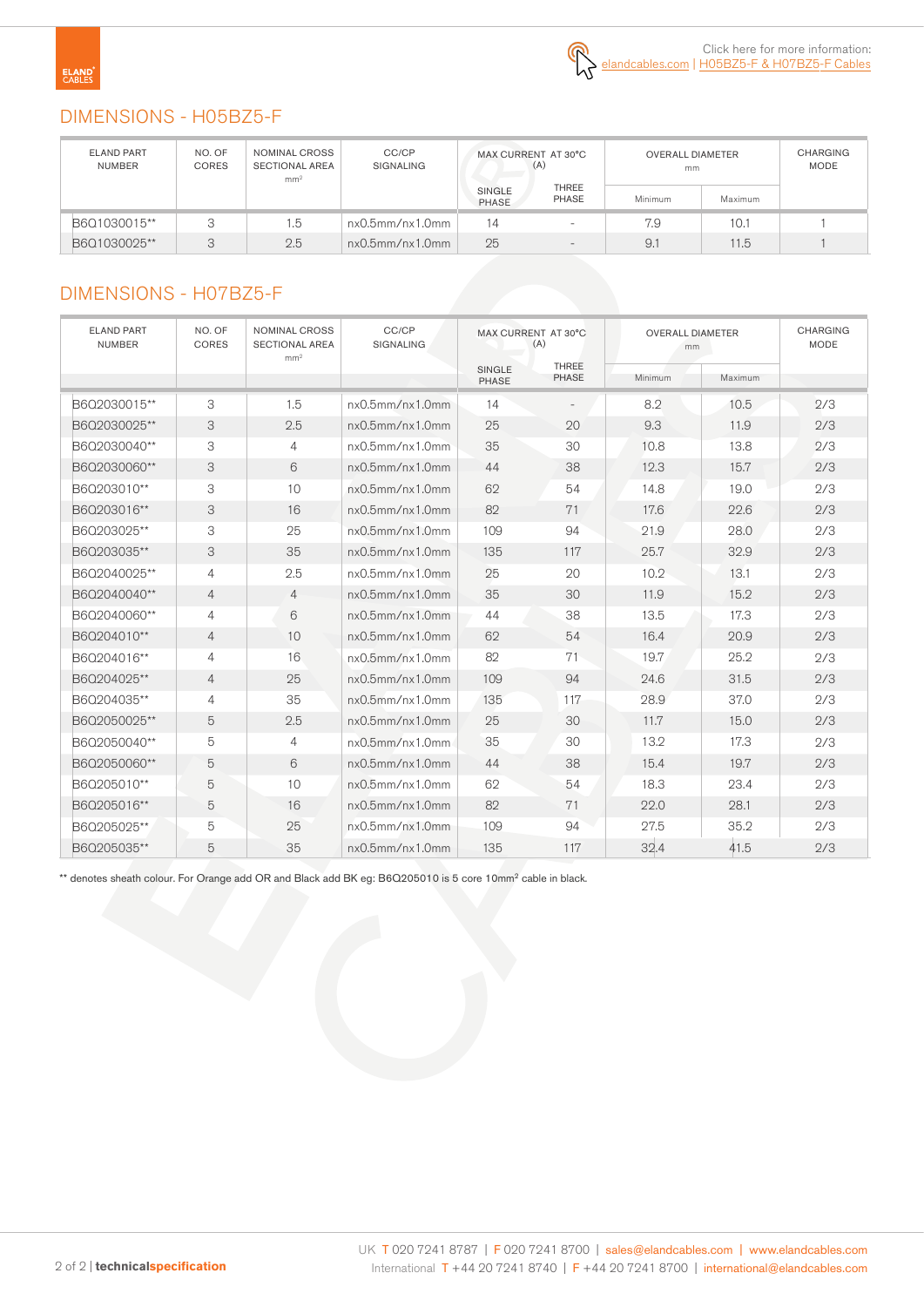Click here for more information: elandcables.com | H05BZ5-F & H07BZ5-F Cables

## DIMENSIONS - H05BZ5-F

| ELAND PART NUMBER | NO. OF CORES | NOMINAL CROSS SECTIONAL AREA mm² | CC/CP SIGNALING | MAX CURRENT AT 30°C (A) | | OVERALL DIAMETER mm | | CHARGING MODE |
|---|---|---|---|---|---|---|---|---|
| | | | | SINGLE PHASE | THREE PHASE | Minimum | Maximum | |
| B6Q1030015** | 3 | 1.5 | nx0.5mm/nx1.0mm | 14 | - | 7.9 | 10.1 | 1 |
| B6Q1030025** | 3 | 2.5 | nx0.5mm/nx1.0mm | 25 | - | 9.1 | 11.5 | 1 |

## DIMENSIONS - H07BZ5-F

| ELAND PART NUMBER | NO. OF CORES | NOMINAL CROSS SECTIONAL AREA mm² | CC/CP SIGNALING | MAX CURRENT AT 30°C (A) | | OVERALL DIAMETER mm | | CHARGING MODE |
|---|---|---|---|---|---|---|---|---|
| | | | | SINGLE PHASE | THREE PHASE | Minimum | Maximum | |
| B6Q2030015** | 3 | 1.5 | nx0.5mm/nx1.0mm | 14 | - | 8.2 | 10.5 | 2/3 |
| B6Q2030025** | 3 | 2.5 | nx0.5mm/nx1.0mm | 25 | 20 | 9.3 | 11.9 | 2/3 |
| B6Q2030040** | 3 | 4 | nx0.5mm/nx1.0mm | 35 | 30 | 10.8 | 13.8 | 2/3 |
| B6Q2030060** | 3 | 6 | nx0.5mm/nx1.0mm | 44 | 38 | 12.3 | 15.7 | 2/3 |
| B6Q203010** | 3 | 10 | nx0.5mm/nx1.0mm | 62 | 54 | 14.8 | 19.0 | 2/3 |
| B6Q203016** | 3 | 16 | nx0.5mm/nx1.0mm | 82 | 71 | 17.6 | 22.6 | 2/3 |
| B6Q203025** | 3 | 25 | nx0.5mm/nx1.0mm | 109 | 94 | 21.9 | 28.0 | 2/3 |
| B6Q203035** | 3 | 35 | nx0.5mm/nx1.0mm | 135 | 117 | 25.7 | 32.9 | 2/3 |
| B6Q2040025** | 4 | 2.5 | nx0.5mm/nx1.0mm | 25 | 20 | 10.2 | 13.1 | 2/3 |
| B6Q2040040** | 4 | 4 | nx0.5mm/nx1.0mm | 35 | 30 | 11.9 | 15.2 | 2/3 |
| B6Q2040060** | 4 | 6 | nx0.5mm/nx1.0mm | 44 | 38 | 13.5 | 17.3 | 2/3 |
| B6Q204010** | 4 | 10 | nx0.5mm/nx1.0mm | 62 | 54 | 16.4 | 20.9 | 2/3 |
| B6Q204016** | 4 | 16 | nx0.5mm/nx1.0mm | 82 | 71 | 19.7 | 25.2 | 2/3 |
| B6Q204025** | 4 | 25 | nx0.5mm/nx1.0mm | 109 | 94 | 24.6 | 31.5 | 2/3 |
| B6Q204035** | 4 | 35 | nx0.5mm/nx1.0mm | 135 | 117 | 28.9 | 37.0 | 2/3 |
| B6Q2050025** | 5 | 2.5 | nx0.5mm/nx1.0mm | 25 | 30 | 11.7 | 15.0 | 2/3 |
| B6Q2050040** | 5 | 4 | nx0.5mm/nx1.0mm | 35 | 30 | 13.2 | 17.3 | 2/3 |
| B6Q2050060** | 5 | 6 | nx0.5mm/nx1.0mm | 44 | 38 | 15.4 | 19.7 | 2/3 |
| B6Q205010** | 5 | 10 | nx0.5mm/nx1.0mm | 62 | 54 | 18.3 | 23.4 | 2/3 |
| B6Q205016** | 5 | 16 | nx0.5mm/nx1.0mm | 82 | 71 | 22.0 | 28.1 | 2/3 |
| B6Q205025** | 5 | 25 | nx0.5mm/nx1.0mm | 109 | 94 | 27.5 | 35.2 | 2/3 |
| B6Q205035** | 5 | 35 | nx0.5mm/nx1.0mm | 135 | 117 | 32.4 | 41.5 | 2/3 |

** denotes sheath colour. For Orange add OR and Black add BK eg: B6Q205010 is 5 core 10mm² cable in black.

UK T 020 7241 8787 | F 020 7241 8700 | sales@elandcables.com | www.elandcables.com
International T +44 20 7241 8740 | F +44 20 7241 8700 | international@elandcables.com

**technicalspecification**